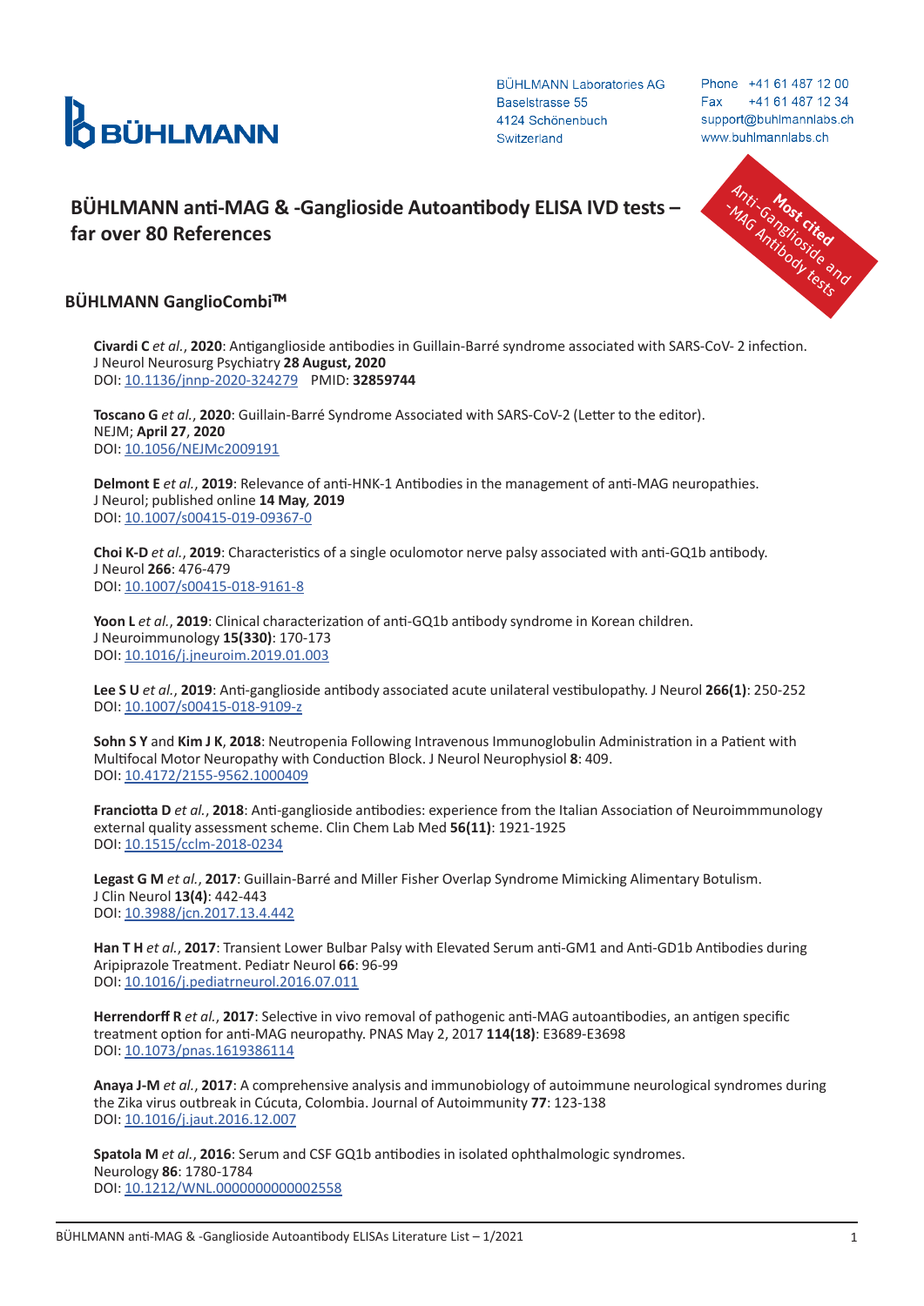BÜHLMANN

BÜHLMANN Laboratories AG
Baselstrasse 55
4124 Schönenbuch
Switzerland

Phone +41 61 487 12 00
Fax +41 61 487 12 34
support@buhlmannlabs.ch
www.buhlmannlabs.ch

# BÜHLMANN anti-MAG & -Ganglioside Autoantibody ELISA IVD tests – far over 80 References

**Most cited** Anti-Ganglioside and -MAG Antibody tests

## BÜHLMANN GanglioCombi™

**Civardi C** *et al.*, **2020**: Antiganglioside antibodies in Guillain-Barré syndrome associated with SARS-CoV- 2 infection.
J Neurol Neurosurg Psychiatry **28 August, 2020**
DOI: 10.1136/jnnp-2020-324279 PMID: **32859744**

**Toscano G** *et al.*, **2020**: Guillain-Barré Syndrome Associated with SARS-CoV-2 (Letter to the editor).
NEJM; **April 27**, **2020**
DOI: 10.1056/NEJMc2009191

**Delmont E** *et al.*, **2019**: Relevance of anti-HNK-1 Antibodies in the management of anti-MAG neuropathies.
J Neurol; published online **14 May, 2019**
DOI: 10.1007/s00415-019-09367-0

**Choi K-D** *et al.*, **2019**: Characteristics of a single oculomotor nerve palsy associated with anti-GQ1b antibody.
J Neurol **266**: 476-479
DOI: 10.1007/s00415-018-9161-8

**Yoon L** *et al.*, **2019**: Clinical characterization of anti-GQ1b antibody syndrome in Korean children.
J Neuroimmunology **15(330)**: 170-173
DOI: 10.1016/j.jneuroim.2019.01.003

**Lee S U** *et al.*, **2019**: Anti-ganglioside antibody associated acute unilateral vestibulopathy. J Neurol **266(1)**: 250-252
DOI: 10.1007/s00415-018-9109-z

**Sohn S Y** and **Kim J K**, **2018**: Neutropenia Following Intravenous Immunoglobulin Administration in a Patient with Multifocal Motor Neuropathy with Conduction Block. J Neurol Neurophysiol **8**: 409.
DOI: 10.4172/2155-9562.1000409

**Franciotta D** *et al.*, **2018**: Anti-ganglioside antibodies: experience from the Italian Association of Neuroimmmunology external quality assessment scheme. Clin Chem Lab Med **56(11)**: 1921-1925
DOI: 10.1515/cclm-2018-0234

**Legast G M** *et al.*, **2017**: Guillain-Barré and Miller Fisher Overlap Syndrome Mimicking Alimentary Botulism.
J Clin Neurol **13(4)**: 442-443
DOI: 10.3988/jcn.2017.13.4.442

**Han T H** *et al.*, **2017**: Transient Lower Bulbar Palsy with Elevated Serum anti-GM1 and Anti-GD1b Antibodies during Aripiprazole Treatment. Pediatr Neurol **66**: 96-99
DOI: 10.1016/j.pediatrneurol.2016.07.011

**Herrendorff R** *et al.*, **2017**: Selective in vivo removal of pathogenic anti-MAG autoantibodies, an antigen specific treatment option for anti-MAG neuropathy. PNAS May 2, 2017 **114(18)**: E3689-E3698
DOI: 10.1073/pnas.1619386114

**Anaya J-M** *et al.*, **2017**: A comprehensive analysis and immunobiology of autoimmune neurological syndromes during the Zika virus outbreak in Cúcuta, Colombia. Journal of Autoimmunity **77**: 123-138
DOI: 10.1016/j.jaut.2016.12.007

**Spatola M** *et al.*, **2016**: Serum and CSF GQ1b antibodies in isolated ophthalmologic syndromes.
Neurology **86**: 1780-1784
DOI: 10.1212/WNL.0000000000002558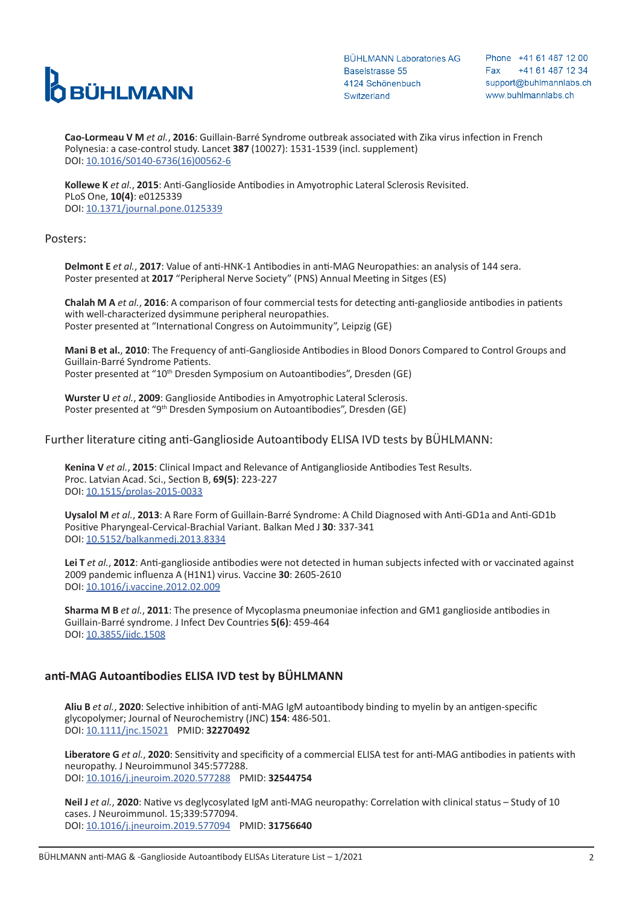**Cao-Lormeau V M** *et al.*, **2016**: Guillain-Barré Syndrome outbreak associated with Zika virus infection in French Polynesia: a case-control study. Lancet **387** (10027): 1531-1539 (incl. supplement)
DOI: [10.1016/S0140-6736(16)00562-6](https://doi.org/10.1016/S0140-6736(16)00562-6)

**Kollewe K** *et al.*, **2015**: Anti-Ganglioside Antibodies in Amyotrophic Lateral Sclerosis Revisited. PLoS One, **10(4)**: e0125339
DOI: [10.1371/journal.pone.0125339](https://doi.org/10.1371/journal.pone.0125339)

Posters:

**Delmont E** *et al.*, **2017**: Value of anti-HNK-1 Antibodies in anti-MAG Neuropathies: an analysis of 144 sera.
Poster presented at **2017** "Peripheral Nerve Society" (PNS) Annual Meeting in Sitges (ES)

**Chalah M A** *et al.*, **2016**: A comparison of four commercial tests for detecting anti-ganglioside antibodies in patients with well-characterized dysimmune peripheral neuropathies.
Poster presented at "International Congress on Autoimmunity", Leipzig (GE)

**Mani B et al.**, **2010**: The Frequency of anti-Ganglioside Antibodies in Blood Donors Compared to Control Groups and Guillain-Barré Syndrome Patients.
Poster presented at "10th Dresden Symposium on Autoantibodies", Dresden (GE)

**Wurster U** *et al.*, **2009**: Ganglioside Antibodies in Amyotrophic Lateral Sclerosis.
Poster presented at "9th Dresden Symposium on Autoantibodies", Dresden (GE)

Further literature citing anti-Ganglioside Autoantibody ELISA IVD tests by BÜHLMANN:

**Kenina V** *et al.*, **2015**: Clinical Impact and Relevance of Antiganglioside Antibodies Test Results. Proc. Latvian Acad. Sci., Section B, **69(5)**: 223-227
DOI: [10.1515/prolas-2015-0033](https://doi.org/10.1515/prolas-2015-0033)

**Uysalol M** *et al.*, **2013**: A Rare Form of Guillain-Barré Syndrome: A Child Diagnosed with Anti-GD1a and Anti-GD1b Positive Pharyngeal-Cervical-Brachial Variant. Balkan Med J **30**: 337-341
DOI: [10.5152/balkanmedj.2013.8334](https://doi.org/10.5152/balkanmedj.2013.8334)

**Lei T** *et al.*, **2012**: Anti-ganglioside antibodies were not detected in human subjects infected with or vaccinated against 2009 pandemic influenza A (H1N1) virus. Vaccine **30**: 2605-2610
DOI: [10.1016/j.vaccine.2012.02.009](https://doi.org/10.1016/j.vaccine.2012.02.009)

**Sharma M B** *et al.*, **2011**: The presence of Mycoplasma pneumoniae infection and GM1 ganglioside antibodies in Guillain-Barré syndrome. J Infect Dev Countries **5(6)**: 459-464
DOI: [10.3855/jidc.1508](https://doi.org/10.3855/jidc.1508)

## anti-MAG Autoantibodies ELISA IVD test by BÜHLMANN

**Aliu B** *et al.*, **2020**: Selective inhibition of anti-MAG IgM autoantibody binding to myelin by an antigen-specific glycopolymer; Journal of Neurochemistry (JNC) **154**: 486-501.
DOI: [10.1111/jnc.15021](https://doi.org/10.1111/jnc.15021) PMID: **32270492**

**Liberatore G** *et al.*, **2020**: Sensitivity and specificity of a commercial ELISA test for anti-MAG antibodies in patients with neuropathy. J Neuroimmunol 345:577288.
DOI: [10.1016/j.jneuroim.2020.577288](https://doi.org/10.1016/j.jneuroim.2020.577288) PMID: **32544754**

**Neil J** *et al.*, **2020**: Native vs deglycosylated IgM anti-MAG neuropathy: Correlation with clinical status – Study of 10 cases. J Neuroimmunol. 15;339:577094.
DOI: [10.1016/j.jneuroim.2019.577094](https://doi.org/10.1016/j.jneuroim.2019.577094) PMID: **31756640**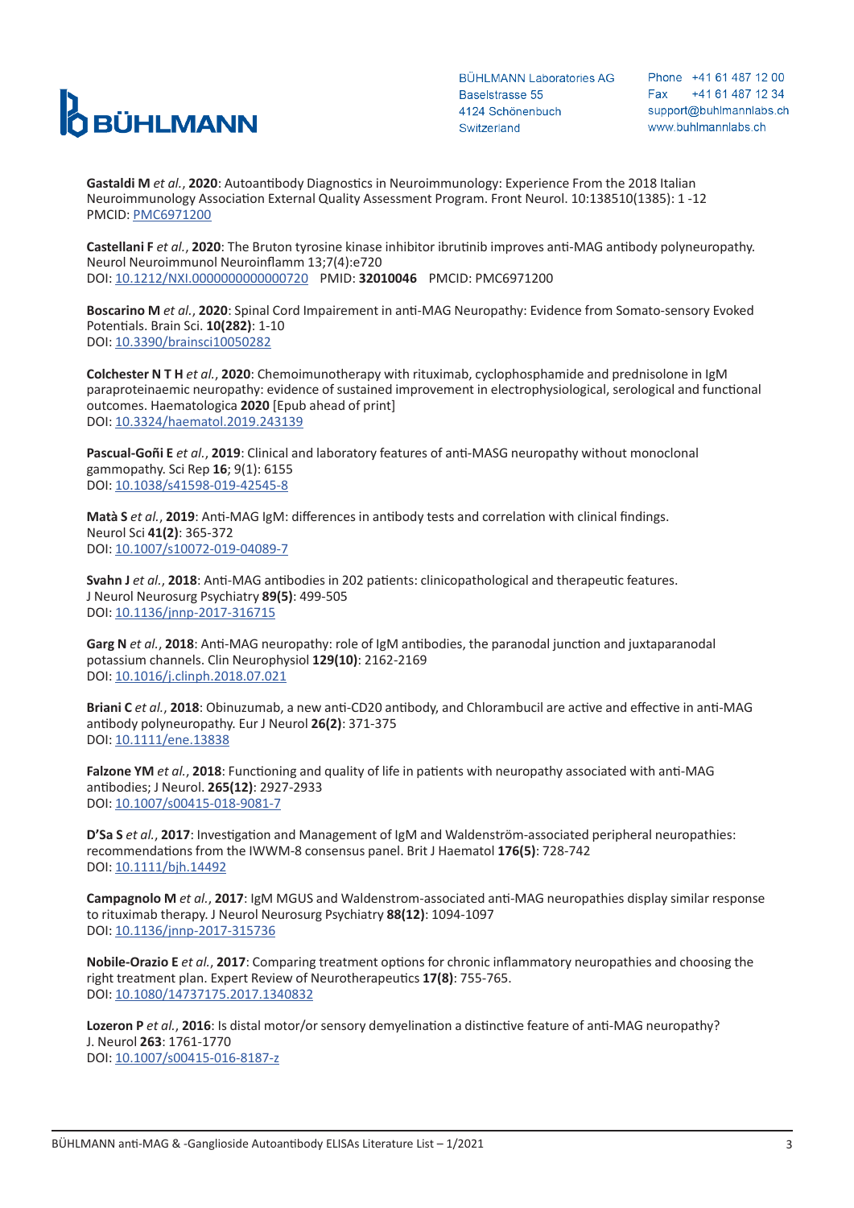**Gastaldi M** *et al.*, **2020**: Autoantibody Diagnostics in Neuroimmunology: Experience From the 2018 Italian Neuroimmunology Association External Quality Assessment Program. Front Neurol. 10:138510(1385): 1 -12
PMCID: PMC6971200

**Castellani F** *et al.*, **2020**: The Bruton tyrosine kinase inhibitor ibrutinib improves anti-MAG antibody polyneuropathy. Neurol Neuroimmunol Neuroinflamm 13;7(4):e720
DOI: 10.1212/NXI.0000000000000720 PMID: **32010046** PMCID: PMC6971200

**Boscarino M** *et al.*, **2020**: Spinal Cord Impairement in anti-MAG Neuropathy: Evidence from Somato-sensory Evoked Potentials. Brain Sci. **10(282)**: 1-10
DOI: 10.3390/brainsci10050282

**Colchester N T H** *et al.*, **2020**: Chemoimunotherapy with rituximab, cyclophosphamide and prednisolone in IgM paraproteinaemic neuropathy: evidence of sustained improvement in electrophysiological, serological and functional outcomes. Haematologica **2020** [Epub ahead of print]
DOI: 10.3324/haematol.2019.243139

**Pascual-Goñi E** *et al.*, **2019**: Clinical and laboratory features of anti-MASG neuropathy without monoclonal gammopathy. Sci Rep **16**; 9(1): 6155
DOI: 10.1038/s41598-019-42545-8

**Matà S** *et al.*, **2019**: Anti-MAG IgM: differences in antibody tests and correlation with clinical findings. Neurol Sci **41(2)**: 365-372
DOI: 10.1007/s10072-019-04089-7

**Svahn J** *et al.*, **2018**: Anti-MAG antibodies in 202 patients: clinicopathological and therapeutic features. J Neurol Neurosurg Psychiatry **89(5)**: 499-505
DOI: 10.1136/jnnp-2017-316715

**Garg N** *et al.*, **2018**: Anti-MAG neuropathy: role of IgM antibodies, the paranodal junction and juxtaparanodal potassium channels. Clin Neurophysiol **129(10)**: 2162-2169
DOI: 10.1016/j.clinph.2018.07.021

**Briani C** *et al.*, **2018**: Obinuzumab, a new anti-CD20 antibody, and Chlorambucil are active and effective in anti-MAG antibody polyneuropathy. Eur J Neurol **26(2)**: 371-375
DOI: 10.1111/ene.13838

**Falzone YM** *et al.*, **2018**: Functioning and quality of life in patients with neuropathy associated with anti-MAG antibodies; J Neurol. **265(12)**: 2927-2933
DOI: 10.1007/s00415-018-9081-7

**D'Sa S** *et al.*, **2017**: Investigation and Management of IgM and Waldenström-associated peripheral neuropathies: recommendations from the IWWM-8 consensus panel. Brit J Haematol **176(5)**: 728-742
DOI: 10.1111/bjh.14492

**Campagnolo M** *et al.*, **2017**: IgM MGUS and Waldenstrom-associated anti-MAG neuropathies display similar response to rituximab therapy. J Neurol Neurosurg Psychiatry **88(12)**: 1094-1097
DOI: 10.1136/jnnp-2017-315736

**Nobile-Orazio E** *et al.*, **2017**: Comparing treatment options for chronic inflammatory neuropathies and choosing the right treatment plan. Expert Review of Neurotherapeutics **17(8)**: 755-765.
DOI: 10.1080/14737175.2017.1340832

**Lozeron P** *et al.*, **2016**: Is distal motor/or sensory demyelination a distinctive feature of anti-MAG neuropathy? J. Neurol **263**: 1761-1770
DOI: 10.1007/s00415-016-8187-z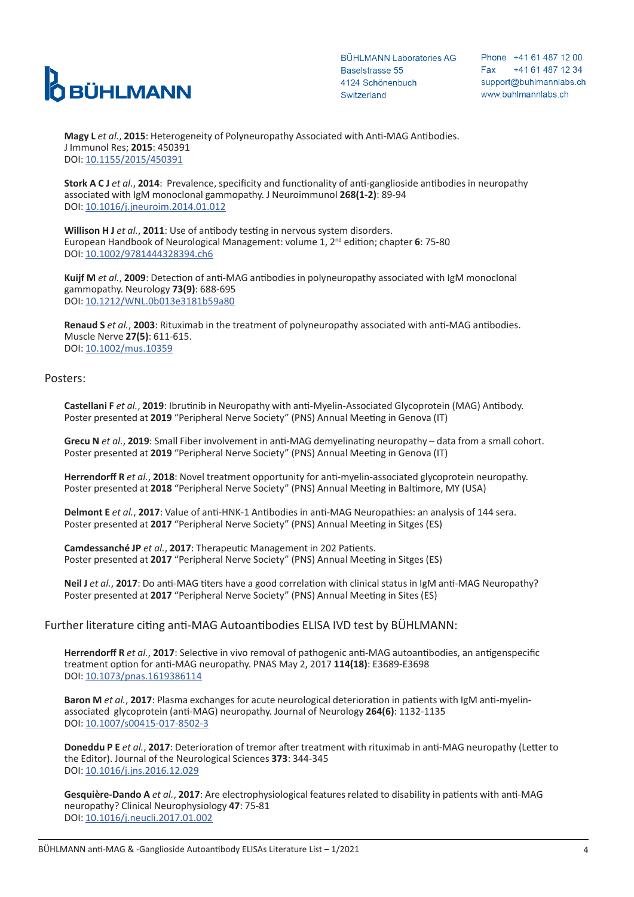**Magy L** *et al.*, **2015**: Heterogeneity of Polyneuropathy Associated with Anti-MAG Antibodies.
J Immunol Res; **2015**: 450391
DOI: 10.1155/2015/450391

**Stork A C J** *et al.*, **2014**: Prevalence, specificity and functionality of anti-ganglioside antibodies in neuropathy associated with IgM monoclonal gammopathy. J Neuroimmunol **268(1-2)**: 89-94
DOI: 10.1016/j.jneuroim.2014.01.012

**Willison H J** *et al.*, **2011**: Use of antibody testing in nervous system disorders.
European Handbook of Neurological Management: volume 1, 2nd edition; chapter **6**: 75-80
DOI: 10.1002/9781444328394.ch6

**Kuijf M** *et al.*, **2009**: Detection of anti-MAG antibodies in polyneuropathy associated with IgM monoclonal gammopathy. Neurology **73(9)**: 688-695
DOI: 10.1212/WNL.0b013e3181b59a80

**Renaud S** *et al.*, **2003**: Rituximab in the treatment of polyneuropathy associated with anti-MAG antibodies.
Muscle Nerve **27(5)**: 611-615.
DOI: 10.1002/mus.10359

## Posters:

**Castellani F** *et al.*, **2019**: Ibrutinib in Neuropathy with anti-Myelin-Associated Glycoprotein (MAG) Antibody.
Poster presented at **2019** "Peripheral Nerve Society" (PNS) Annual Meeting in Genova (IT)

**Grecu N** *et al.*, **2019**: Small Fiber involvement in anti-MAG demyelinating neuropathy – data from a small cohort.
Poster presented at **2019** "Peripheral Nerve Society" (PNS) Annual Meeting in Genova (IT)

**Herrendorff R** *et al.*, **2018**: Novel treatment opportunity for anti-myelin-associated glycoprotein neuropathy.
Poster presented at **2018** "Peripheral Nerve Society" (PNS) Annual Meeting in Baltimore, MY (USA)

**Delmont E** *et al.*, **2017**: Value of anti-HNK-1 Antibodies in anti-MAG Neuropathies: an analysis of 144 sera.
Poster presented at **2017** "Peripheral Nerve Society" (PNS) Annual Meeting in Sitges (ES)

**Camdessanché JP** *et al.*, **2017**: Therapeutic Management in 202 Patients.
Poster presented at **2017** "Peripheral Nerve Society" (PNS) Annual Meeting in Sitges (ES)

**Neil J** *et al.*, **2017**: Do anti-MAG titers have a good correlation with clinical status in IgM anti-MAG Neuropathy?
Poster presented at **2017** "Peripheral Nerve Society" (PNS) Annual Meeting in Sites (ES)

## Further literature citing anti-MAG Autoantibodies ELISA IVD test by BÜHLMANN:

**Herrendorff R** *et al.*, **2017**: Selective in vivo removal of pathogenic anti-MAG autoantibodies, an antigenspecific treatment option for anti-MAG neuropathy. PNAS May 2, 2017 **114(18)**: E3689-E3698
DOI: 10.1073/pnas.1619386114

**Baron M** *et al.*, **2017**: Plasma exchanges for acute neurological deterioration in patients with IgM anti-myelin-associated glycoprotein (anti-MAG) neuropathy. Journal of Neurology **264(6)**: 1132-1135
DOI: 10.1007/s00415-017-8502-3

**Doneddu P E** *et al.*, **2017**: Deterioration of tremor after treatment with rituximab in anti-MAG neuropathy (Letter to the Editor). Journal of the Neurological Sciences **373**: 344-345
DOI: 10.1016/j.jns.2016.12.029

**Gesquière-Dando A** *et al.*, **2017**: Are electrophysiological features related to disability in patients with anti-MAG neuropathy? Clinical Neurophysiology **47**: 75-81
DOI: 10.1016/j.neucli.2017.01.002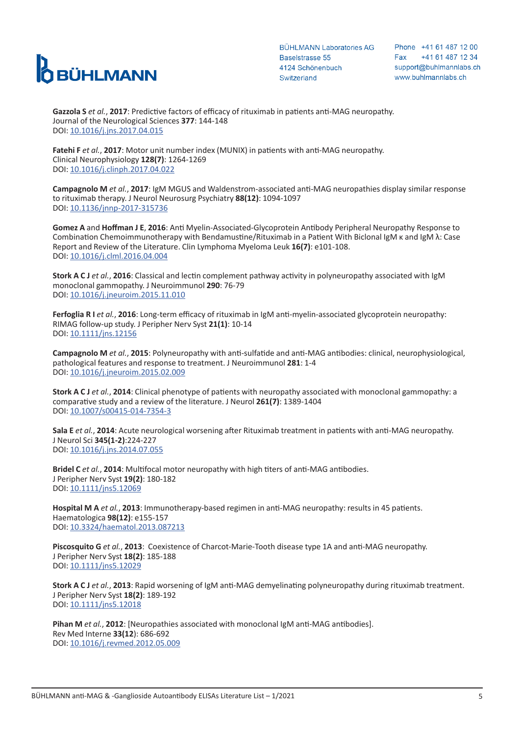**Gazzola S** *et al.*, **2017**: Predictive factors of efficacy of rituximab in patients anti-MAG neuropathy. Journal of the Neurological Sciences **377**: 144-148
DOI: 10.1016/j.jns.2017.04.015

**Fatehi F** *et al.*, **2017**: Motor unit number index (MUNIX) in patients with anti-MAG neuropathy. Clinical Neurophysiology **128(7)**: 1264-1269
DOI: 10.1016/j.clinph.2017.04.022

**Campagnolo M** *et al.*, **2017**: IgM MGUS and Waldenstrom-associated anti-MAG neuropathies display similar response to rituximab therapy. J Neurol Neurosurg Psychiatry **88(12)**: 1094-1097
DOI: 10.1136/jnnp-2017-315736

**Gomez A** and **Hoffman J E**, **2016**: Anti Myelin-Associated-Glycoprotein Antibody Peripheral Neuropathy Response to Combination Chemoimmunotherapy with Bendamustine/Rituximab in a Patient With Biclonal IgM κ and IgM λ: Case Report and Review of the Literature. Clin Lymphoma Myeloma Leuk **16(7)**: e101-108.
DOI: 10.1016/j.clml.2016.04.004

**Stork A C J** *et al.*, **2016**: Classical and lectin complement pathway activity in polyneuropathy associated with IgM monoclonal gammopathy. J Neuroimmunol **290**: 76-79
DOI: 10.1016/j.jneuroim.2015.11.010

**Ferfoglia R I** *et al.*, **2016**: Long-term efficacy of rituximab in IgM anti-myelin-associated glycoprotein neuropathy: RIMAG follow-up study. J Peripher Nerv Syst **21(1)**: 10-14
DOI: 10.1111/jns.12156

**Campagnolo M** *et al.*, **2015**: Polyneuropathy with anti-sulfatide and anti-MAG antibodies: clinical, neurophysiological, pathological features and response to treatment. J Neuroimmunol **281**: 1-4
DOI: 10.1016/j.jneuroim.2015.02.009

**Stork A C J** *et al.*, **2014**: Clinical phenotype of patients with neuropathy associated with monoclonal gammopathy: a comparative study and a review of the literature. J Neurol **261(7)**: 1389-1404
DOI: 10.1007/s00415-014-7354-3

**Sala E** *et al.*, **2014**: Acute neurological worsening after Rituximab treatment in patients with anti-MAG neuropathy. J Neurol Sci **345(1-2)**:224-227
DOI: 10.1016/j.jns.2014.07.055

**Bridel C** *et al.*, **2014**: Multifocal motor neuropathy with high titers of anti-MAG antibodies. J Peripher Nerv Syst **19(2)**: 180-182
DOI: 10.1111/jns5.12069

**Hospital M A** *et al.*, **2013**: Immunotherapy-based regimen in anti-MAG neuropathy: results in 45 patients. Haematologica **98(12)**: e155-157
DOI: 10.3324/haematol.2013.087213

**Piscosquito G** *et al.*, **2013**: Coexistence of Charcot-Marie-Tooth disease type 1A and anti-MAG neuropathy. J Peripher Nerv Syst **18(2)**: 185-188
DOI: 10.1111/jns5.12029

**Stork A C J** *et al.*, **2013**: Rapid worsening of IgM anti-MAG demyelinating polyneuropathy during rituximab treatment. J Peripher Nerv Syst **18(2)**: 189-192
DOI: 10.1111/jns5.12018

**Pihan M** *et al.*, **2012**: [Neuropathies associated with monoclonal IgM anti-MAG antibodies]. Rev Med Interne **33(12**): 686-692
DOI: 10.1016/j.revmed.2012.05.009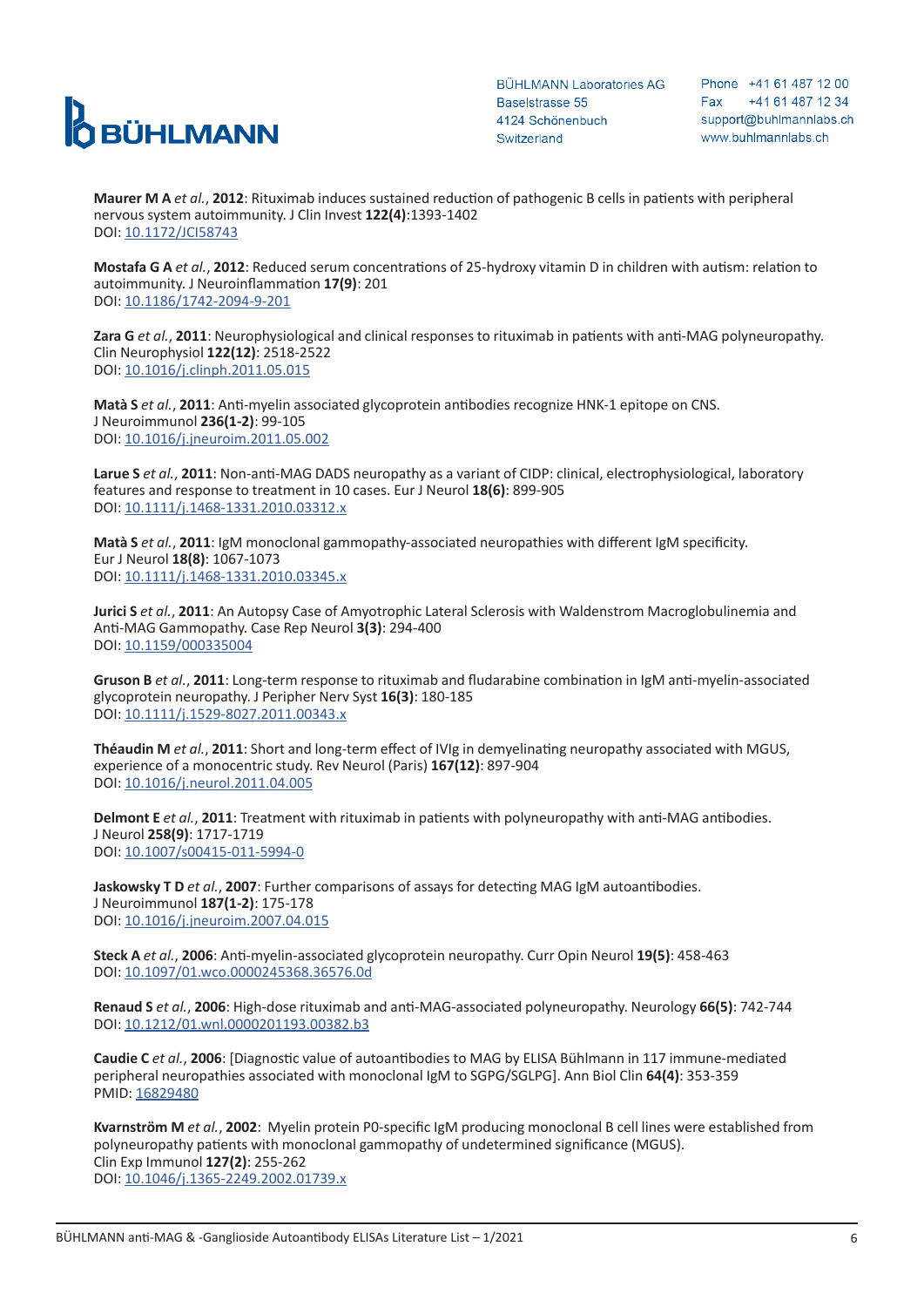**Maurer M A** *et al.*, **2012**: Rituximab induces sustained reduction of pathogenic B cells in patients with peripheral nervous system autoimmunity. J Clin Invest **122(4)**:1393-1402
DOI: 10.1172/JCI58743

**Mostafa G A** *et al.*, **2012**: Reduced serum concentrations of 25-hydroxy vitamin D in children with autism: relation to autoimmunity. J Neuroinflammation **17(9)**: 201
DOI: 10.1186/1742-2094-9-201

**Zara G** *et al.*, **2011**: Neurophysiological and clinical responses to rituximab in patients with anti-MAG polyneuropathy. Clin Neurophysiol **122(12)**: 2518-2522
DOI: 10.1016/j.clinph.2011.05.015

**Matà S** *et al.*, **2011**: Anti-myelin associated glycoprotein antibodies recognize HNK-1 epitope on CNS. J Neuroimmunol **236(1-2)**: 99-105
DOI: 10.1016/j.jneuroim.2011.05.002

**Larue S** *et al.*, **2011**: Non-anti-MAG DADS neuropathy as a variant of CIDP: clinical, electrophysiological, laboratory features and response to treatment in 10 cases. Eur J Neurol **18(6)**: 899-905
DOI: 10.1111/j.1468-1331.2010.03312.x

**Matà S** *et al.*, **2011**: IgM monoclonal gammopathy-associated neuropathies with different IgM specificity. Eur J Neurol **18(8)**: 1067-1073
DOI: 10.1111/j.1468-1331.2010.03345.x

**Jurici S** *et al.*, **2011**: An Autopsy Case of Amyotrophic Lateral Sclerosis with Waldenstrom Macroglobulinemia and Anti-MAG Gammopathy. Case Rep Neurol **3(3)**: 294-400
DOI: 10.1159/000335004

**Gruson B** *et al.*, **2011**: Long-term response to rituximab and fludarabine combination in IgM anti-myelin-associated glycoprotein neuropathy. J Peripher Nerv Syst **16(3)**: 180-185
DOI: 10.1111/j.1529-8027.2011.00343.x

**Théaudin M** *et al.*, **2011**: Short and long-term effect of IVIg in demyelinating neuropathy associated with MGUS, experience of a monocentric study. Rev Neurol (Paris) **167(12)**: 897-904
DOI: 10.1016/j.neurol.2011.04.005

**Delmont E** *et al.*, **2011**: Treatment with rituximab in patients with polyneuropathy with anti-MAG antibodies. J Neurol **258(9)**: 1717-1719
DOI: 10.1007/s00415-011-5994-0

**Jaskowsky T D** *et al.*, **2007**: Further comparisons of assays for detecting MAG IgM autoantibodies. J Neuroimmunol **187(1-2)**: 175-178
DOI: 10.1016/j.jneuroim.2007.04.015

**Steck A** *et al.*, **2006**: Anti-myelin-associated glycoprotein neuropathy. Curr Opin Neurol **19(5)**: 458-463
DOI: 10.1097/01.wco.0000245368.36576.0d

**Renaud S** *et al.*, **2006**: High-dose rituximab and anti-MAG-associated polyneuropathy. Neurology **66(5)**: 742-744
DOI: 10.1212/01.wnl.0000201193.00382.b3

**Caudie C** *et al.*, **2006**: [Diagnostic value of autoantibodies to MAG by ELISA Bühlmann in 117 immune-mediated peripheral neuropathies associated with monoclonal IgM to SGPG/SGLPG]. Ann Biol Clin **64(4)**: 353-359
PMID: 16829480

**Kvarnström M** *et al.*, **2002**: Myelin protein P0-specific IgM producing monoclonal B cell lines were established from polyneuropathy patients with monoclonal gammopathy of undetermined significance (MGUS). Clin Exp Immunol **127(2)**: 255-262
DOI: 10.1046/j.1365-2249.2002.01739.x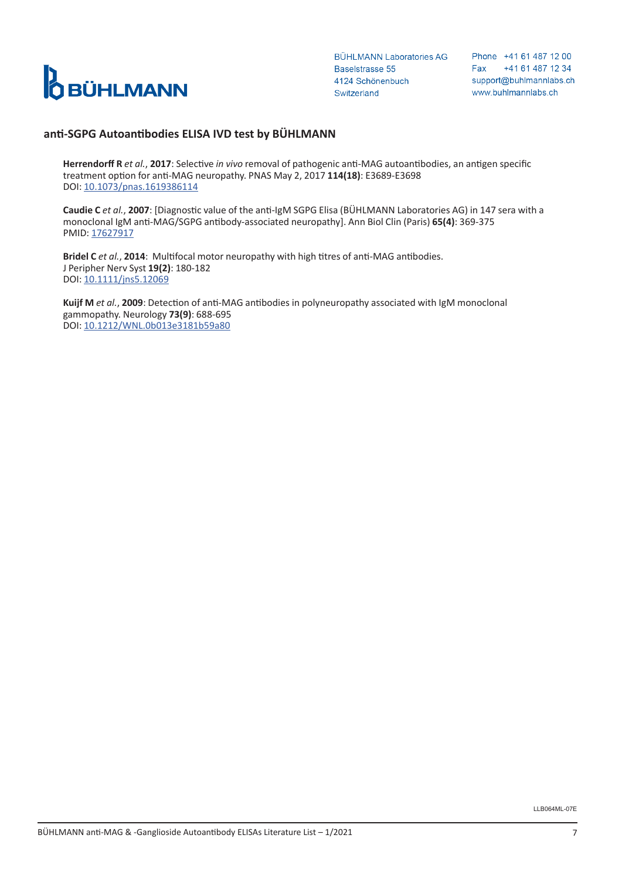## anti-SGPG Autoantibodies ELISA IVD test by BÜHLMANN

**Herrendorff R** *et al.*, **2017**: Selective *in vivo* removal of pathogenic anti-MAG autoantibodies, an antigen specific treatment option for anti-MAG neuropathy. PNAS May 2, 2017 **114(18)**: E3689-E3698
DOI: 10.1073/pnas.1619386114

**Caudie C** *et al.*, **2007**: [Diagnostic value of the anti-IgM SGPG Elisa (BÜHLMANN Laboratories AG) in 147 sera with a monoclonal IgM anti-MAG/SGPG antibody-associated neuropathy]. Ann Biol Clin (Paris) **65(4)**: 369-375
PMID: 17627917

**Bridel C** *et al.*, **2014**: Multifocal motor neuropathy with high titres of anti-MAG antibodies.
J Peripher Nerv Syst **19(2)**: 180-182
DOI: 10.1111/jns5.12069

**Kuijf M** *et al.*, **2009**: Detection of anti-MAG antibodies in polyneuropathy associated with IgM monoclonal gammopathy. Neurology **73(9)**: 688-695
DOI: 10.1212/WNL.0b013e3181b59a80

LLB064ML-07E